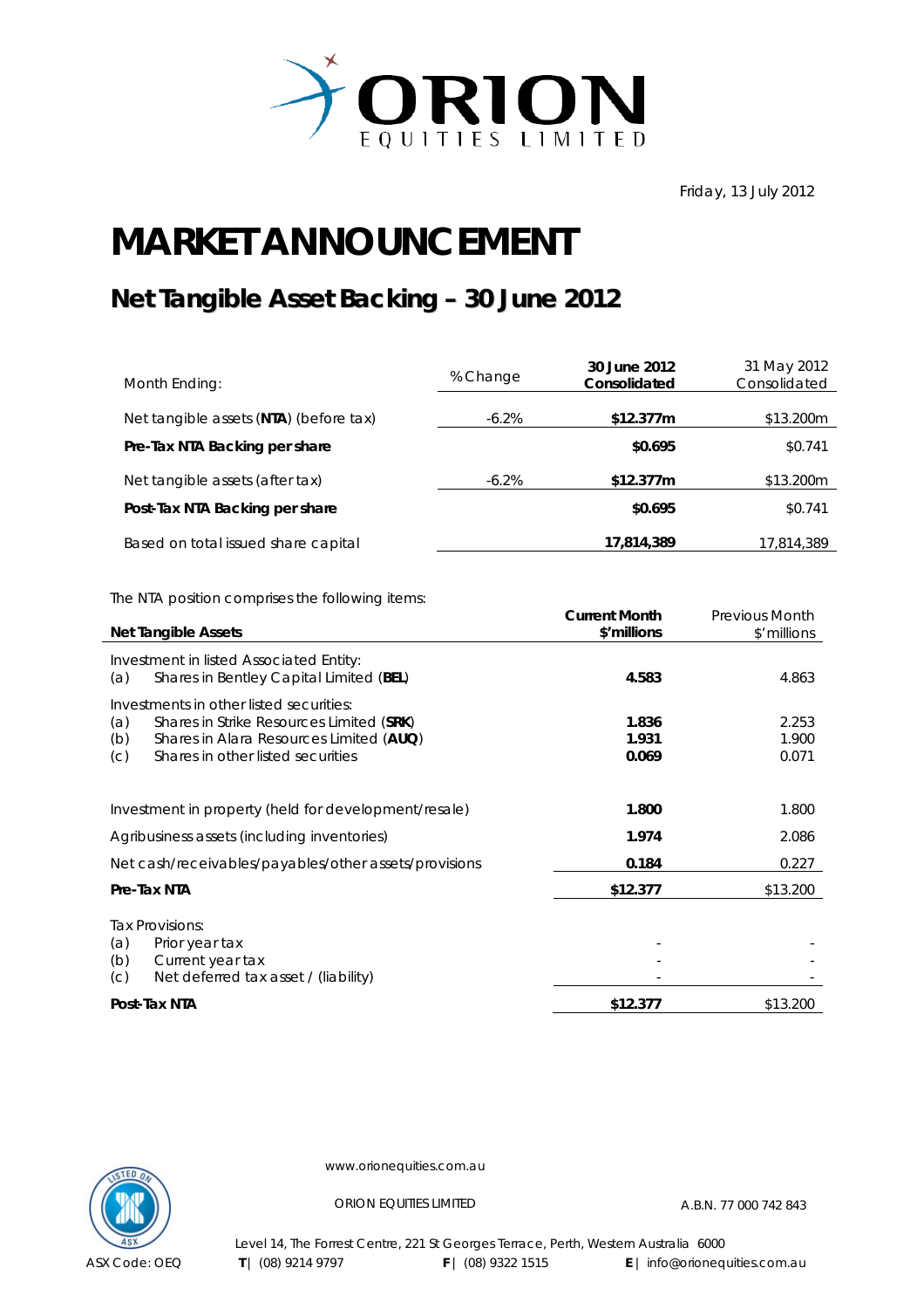Friday, 13 July 2012

# MARKET ANNOUNCEMENT

## Net Tangible Asset Backing – 30 June 2012

| Month Ending: | % Change | **30 June 2012 Consolidated** | 31 May 2012 Consolidated |
|---|---|---|---|
| Net tangible assets (**NTA**) (before tax) | -6.2% | **$12.377m** | $13.200m |
| **Pre-Tax NTA Backing per share** | | **$0.695** | $0.741 |
| Net tangible assets (after tax) | -6.2% | **$12.377m** | $13.200m |
| **Post-Tax NTA Backing per share** | | **$0.695** | $0.741 |
| Based on total issued share capital | | **17,814,389** | 17,814,389 |

The NTA position comprises the following items:

| **Net Tangible Assets** | **Current Month $'millions** | Previous Month $'millions |
|---|---|---|
| Investment in listed Associated Entity: | | |
| (a) Shares in Bentley Capital Limited (**BEL**) | **4.583** | 4.863 |
| Investments in other listed securities: | | |
| (a) Shares in Strike Resources Limited (**SRK**) | **1.836** | 2.253 |
| (b) Shares in Alara Resources Limited (**AUQ**) | **1.931** | 1.900 |
| (c) Shares in other listed securities | **0.069** | 0.071 |
| Investment in property (held for development/resale) | **1.800** | 1.800 |
| Agribusiness assets (including inventories) | **1.974** | 2.086 |
| Net cash/receivables/payables/other assets/provisions | **0.184** | 0.227 |
| **Pre-Tax NTA** | **$12.377** | $13.200 |
| Tax Provisions: | | |
| (a) Prior year tax | - | - |
| (b) Current year tax | - | - |
| (c) Net deferred tax asset / (liability) | - | - |
| **Post-Tax NTA** | **$12.377** | $13.200 |

www.orionequities.com.au

ORION EQUITIES LIMITED A.B.N. 77 000 742 843

Level 14, The Forrest Centre, 221 St Georges Terrace, Perth, Western Australia 6000

ASX Code: OEQ **T** | (08) 9214 9797 **F** | (08) 9322 1515 **E** | info@orionequities.com.au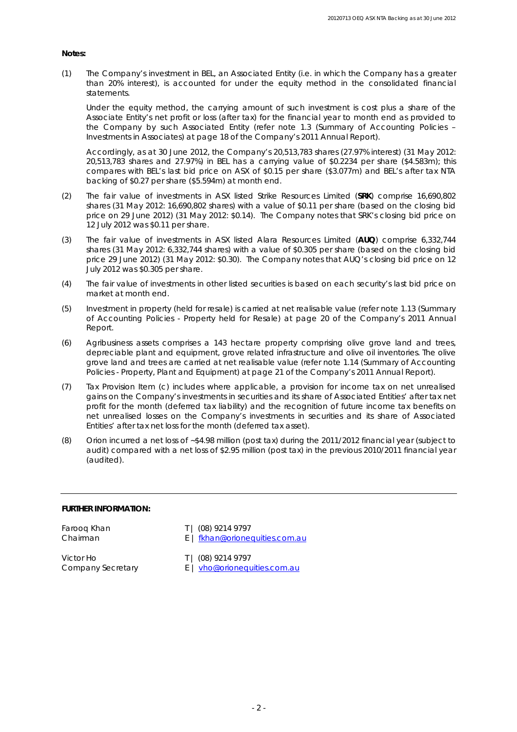**Notes:**

(1) The Company's investment in BEL, an Associated Entity (i.e. in which the Company has a greater than 20% interest), is accounted for under the equity method in the consolidated financial statements.

Under the equity method, the carrying amount of such investment is cost plus a share of the Associate Entity's net profit or loss (after tax) for the financial year to month end as provided to the Company by such Associated Entity (refer note 1.3 (Summary of Accounting Policies – Investments in Associates) at page 18 of the Company's 2011 Annual Report).

Accordingly, as at 30 June 2012, the Company's 20,513,783 shares (27.97% interest) (31 May 2012: 20,513,783 shares and 27.97%) in BEL has a carrying value of $0.2234 per share ($4.583m); this compares with BEL's last bid price on ASX of $0.15 per share ($3.077m) and BEL's after tax NTA backing of $0.27 per share ($5.594m) at month end.

(2) The fair value of investments in ASX listed Strike Resources Limited (**SRK**) comprise 16,690,802 shares (31 May 2012: 16,690,802 shares) with a value of $0.11 per share (based on the closing bid price on 29 June 2012) (31 May 2012: $0.14). The Company notes that SRK's closing bid price on 12 July 2012 was $0.11 per share.

(3) The fair value of investments in ASX listed Alara Resources Limited (**AUQ**) comprise 6,332,744 shares (31 May 2012: 6,332,744 shares) with a value of $0.305 per share (based on the closing bid price 29 June 2012) (31 May 2012: $0.30). The Company notes that AUQ's closing bid price on 12 July 2012 was $0.305 per share.

(4) The fair value of investments in other listed securities is based on each security's last bid price on market at month end.

(5) Investment in property (held for resale) is carried at net realisable value (refer note 1.13 (Summary of Accounting Policies - Property held for Resale) at page 20 of the Company's 2011 Annual Report.

(6) Agribusiness assets comprises a 143 hectare property comprising olive grove land and trees, depreciable plant and equipment, grove related infrastructure and olive oil inventories. The olive grove land and trees are carried at net realisable value (refer note 1.14 (Summary of Accounting Policies - Property, Plant and Equipment) at page 21 of the Company's 2011 Annual Report).

(7) Tax Provision Item (c) includes where applicable, a provision for income tax on net unrealised gains on the Company's investments in securities and its share of Associated Entities' after tax net profit for the month (deferred tax liability) and the recognition of future income tax benefits on net unrealised losses on the Company's investments in securities and its share of Associated Entities' after tax net loss for the month (deferred tax asset).

(8) Orion incurred a net loss of ~$4.98 million (post tax) during the 2011/2012 financial year (subject to audit) compared with a net loss of $2.95 million (post tax) in the previous 2010/2011 financial year (audited).

---

**FURTHER INFORMATION:**

| | |
|---|---|
| Farooq Khan<br>Chairman | T \| (08) 9214 9797<br>E \| fkhan@orionequities.com.au |
| Victor Ho<br>Company Secretary | T \| (08) 9214 9797<br>E \| vho@orionequities.com.au |